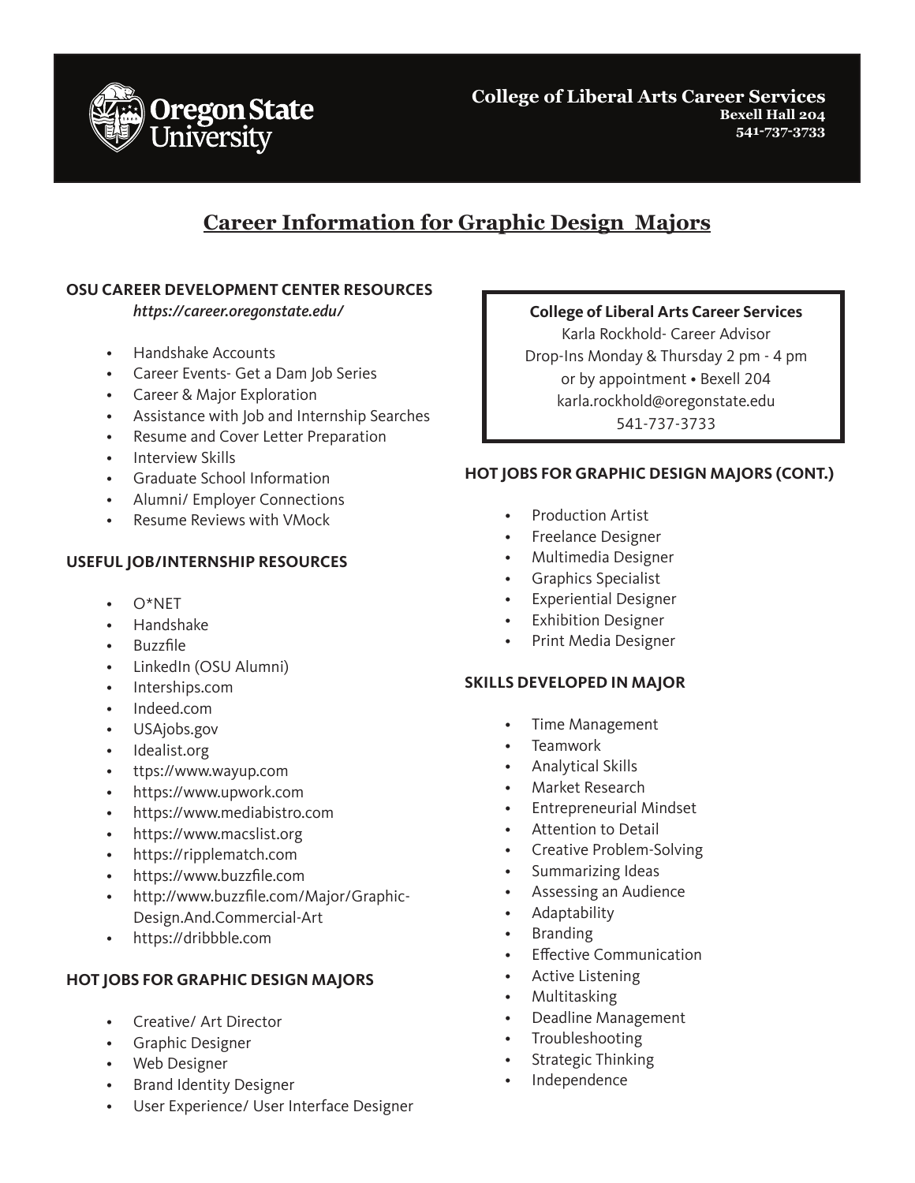College of Liberal Arts Career Services
Bexell Hall 204
541-737-3733

# Career Information for Graphic Design Majors

## OSU CAREER DEVELOPMENT CENTER RESOURCES

*https://career.oregonstate.edu/*

- Handshake Accounts
- Career Events- Get a Dam Job Series
- Career & Major Exploration
- Assistance with Job and Internship Searches
- Resume and Cover Letter Preparation
- Interview Skills
- Graduate School Information
- Alumni/ Employer Connections
- Resume Reviews with VMock

## USEFUL JOB/INTERNSHIP RESOURCES

- O*NET
- Handshake
- Buzzfile
- LinkedIn (OSU Alumni)
- Interships.com
- Indeed.com
- USAjobs.gov
- Idealist.org
- ttps://www.wayup.com
- https://www.upwork.com
- https://www.mediabistro.com
- https://www.macslist.org
- https://ripplematch.com
- https://www.buzzfile.com
- http://www.buzzfile.com/Major/Graphic-Design.And.Commercial-Art
- https://dribbble.com

## HOT JOBS FOR GRAPHIC DESIGN MAJORS

- Creative/ Art Director
- Graphic Designer
- Web Designer
- Brand Identity Designer
- User Experience/ User Interface Designer

**College of Liberal Arts Career Services**
Karla Rockhold- Career Advisor
Drop-Ins Monday & Thursday 2 pm - 4 pm
or by appointment • Bexell 204
karla.rockhold@oregonstate.edu
541-737-3733

## HOT JOBS FOR GRAPHIC DESIGN MAJORS (CONT.)

- Production Artist
- Freelance Designer
- Multimedia Designer
- Graphics Specialist
- Experiential Designer
- Exhibition Designer
- Print Media Designer

## SKILLS DEVELOPED IN MAJOR

- Time Management
- Teamwork
- Analytical Skills
- Market Research
- Entrepreneurial Mindset
- Attention to Detail
- Creative Problem-Solving
- Summarizing Ideas
- Assessing an Audience
- Adaptability
- Branding
- Effective Communication
- Active Listening
- Multitasking
- Deadline Management
- Troubleshooting
- Strategic Thinking
- Independence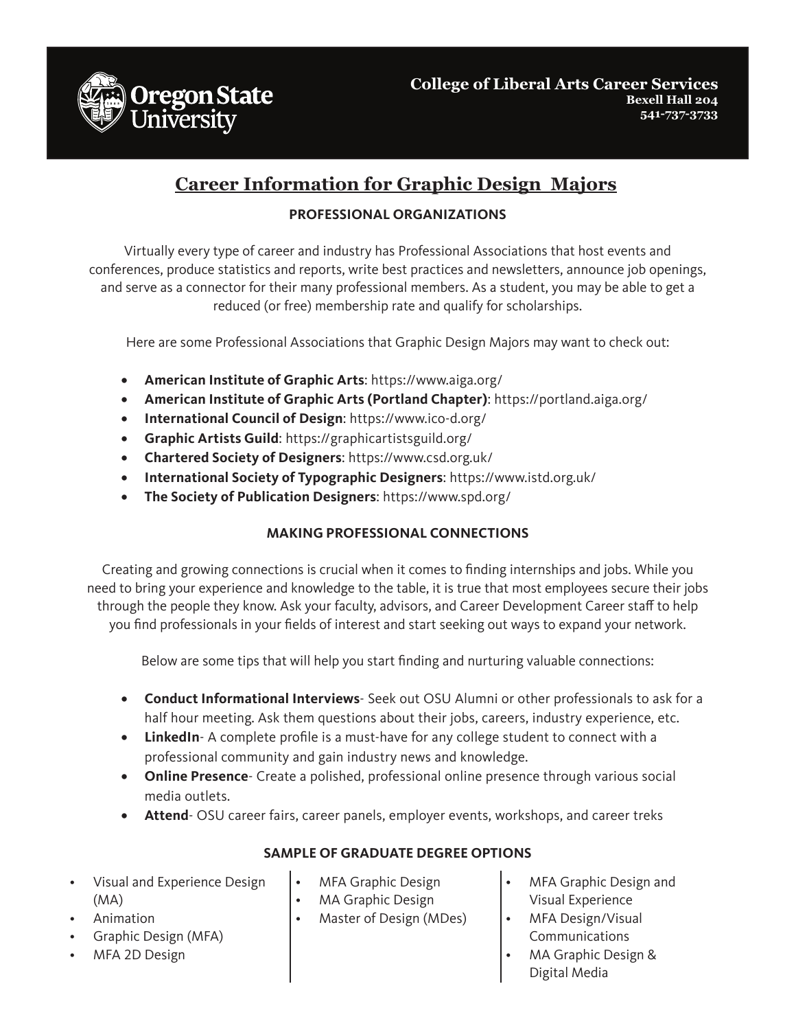College of Liberal Arts Career Services
Bexell Hall 204
541-737-3733

# Career Information for Graphic Design Majors

## PROFESSIONAL ORGANIZATIONS

Virtually every type of career and industry has Professional Associations that host events and conferences, produce statistics and reports, write best practices and newsletters, announce job openings, and serve as a connector for their many professional members. As a student, you may be able to get a reduced (or free) membership rate and qualify for scholarships.

Here are some Professional Associations that Graphic Design Majors may want to check out:

- **American Institute of Graphic Arts**: https://www.aiga.org/
- **American Institute of Graphic Arts (Portland Chapter)**: https://portland.aiga.org/
- **International Council of Design**: https://www.ico-d.org/
- **Graphic Artists Guild**: https://graphicartistsguild.org/
- **Chartered Society of Designers**: https://www.csd.org.uk/
- **International Society of Typographic Designers**: https://www.istd.org.uk/
- **The Society of Publication Designers**: https://www.spd.org/

## MAKING PROFESSIONAL CONNECTIONS

Creating and growing connections is crucial when it comes to finding internships and jobs. While you need to bring your experience and knowledge to the table, it is true that most employees secure their jobs through the people they know. Ask your faculty, advisors, and Career Development Career staff to help you find professionals in your fields of interest and start seeking out ways to expand your network.

Below are some tips that will help you start finding and nurturing valuable connections:

- **Conduct Informational Interviews**- Seek out OSU Alumni or other professionals to ask for a half hour meeting. Ask them questions about their jobs, careers, industry experience, etc.
- **LinkedIn**- A complete profile is a must-have for any college student to connect with a professional community and gain industry news and knowledge.
- **Online Presence**- Create a polished, professional online presence through various social media outlets.
- **Attend**- OSU career fairs, career panels, employer events, workshops, and career treks

## SAMPLE OF GRADUATE DEGREE OPTIONS

- Visual and Experience Design (MA)
- Animation
- Graphic Design (MFA)
- MFA 2D Design
- MFA Graphic Design
- MA Graphic Design
- Master of Design (MDes)
- MFA Graphic Design and Visual Experience
- MFA Design/Visual Communications
- MA Graphic Design & Digital Media